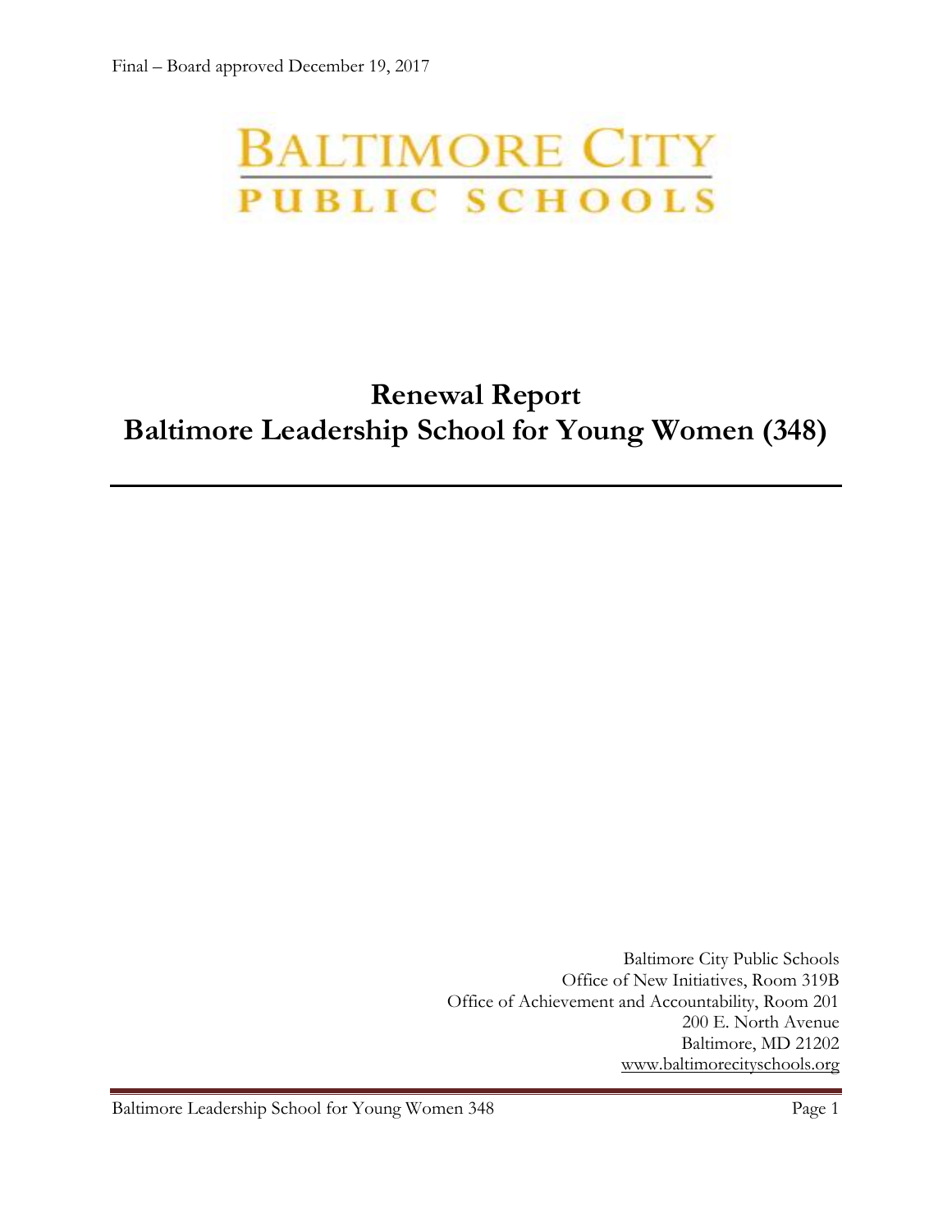Final – Board approved December 19, 2017

BALTIMORE CITY
PUBLIC SCHOOLS

# Renewal Report
# Baltimore Leadership School for Young Women (348)

Baltimore City Public Schools
Office of New Initiatives, Room 319B
Office of Achievement and Accountability, Room 201
200 E. North Avenue
Baltimore, MD 21202
www.baltimorecityschools.org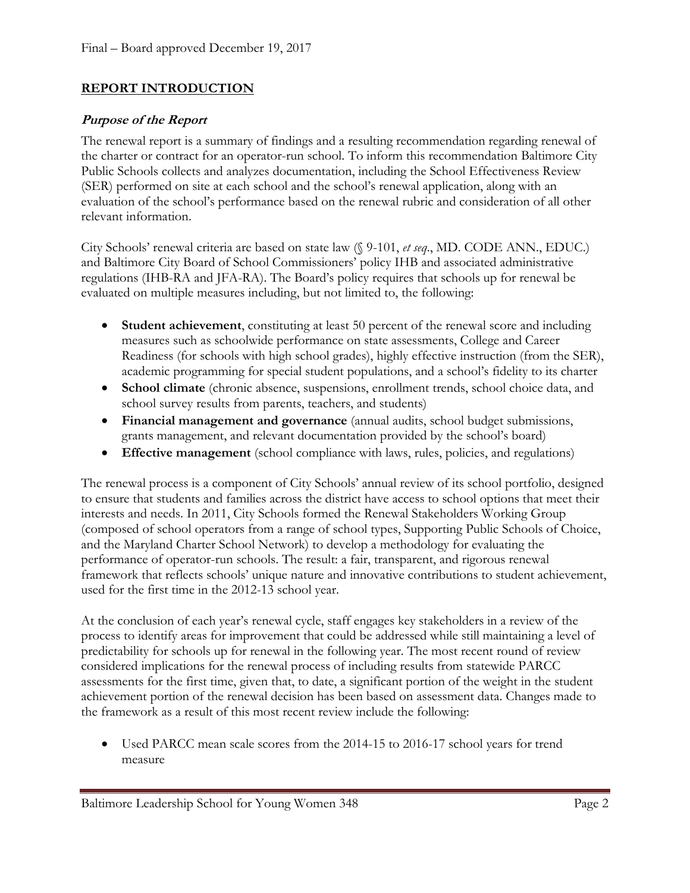## REPORT INTRODUCTION

### *Purpose of the Report*

The renewal report is a summary of findings and a resulting recommendation regarding renewal of the charter or contract for an operator-run school. To inform this recommendation Baltimore City Public Schools collects and analyzes documentation, including the School Effectiveness Review (SER) performed on site at each school and the school's renewal application, along with an evaluation of the school's performance based on the renewal rubric and consideration of all other relevant information.

City Schools' renewal criteria are based on state law (§ 9-101, *et seq*., MD. CODE ANN., EDUC.) and Baltimore City Board of School Commissioners' policy IHB and associated administrative regulations (IHB-RA and JFA-RA). The Board's policy requires that schools up for renewal be evaluated on multiple measures including, but not limited to, the following:

- **Student achievement**, constituting at least 50 percent of the renewal score and including measures such as schoolwide performance on state assessments, College and Career Readiness (for schools with high school grades), highly effective instruction (from the SER), academic programming for special student populations, and a school's fidelity to its charter
- **School climate** (chronic absence, suspensions, enrollment trends, school choice data, and school survey results from parents, teachers, and students)
- **Financial management and governance** (annual audits, school budget submissions, grants management, and relevant documentation provided by the school's board)
- **Effective management** (school compliance with laws, rules, policies, and regulations)

The renewal process is a component of City Schools' annual review of its school portfolio, designed to ensure that students and families across the district have access to school options that meet their interests and needs. In 2011, City Schools formed the Renewal Stakeholders Working Group (composed of school operators from a range of school types, Supporting Public Schools of Choice, and the Maryland Charter School Network) to develop a methodology for evaluating the performance of operator-run schools. The result: a fair, transparent, and rigorous renewal framework that reflects schools' unique nature and innovative contributions to student achievement, used for the first time in the 2012-13 school year.

At the conclusion of each year's renewal cycle, staff engages key stakeholders in a review of the process to identify areas for improvement that could be addressed while still maintaining a level of predictability for schools up for renewal in the following year. The most recent round of review considered implications for the renewal process of including results from statewide PARCC assessments for the first time, given that, to date, a significant portion of the weight in the student achievement portion of the renewal decision has been based on assessment data. Changes made to the framework as a result of this most recent review include the following:

- Used PARCC mean scale scores from the 2014-15 to 2016-17 school years for trend measure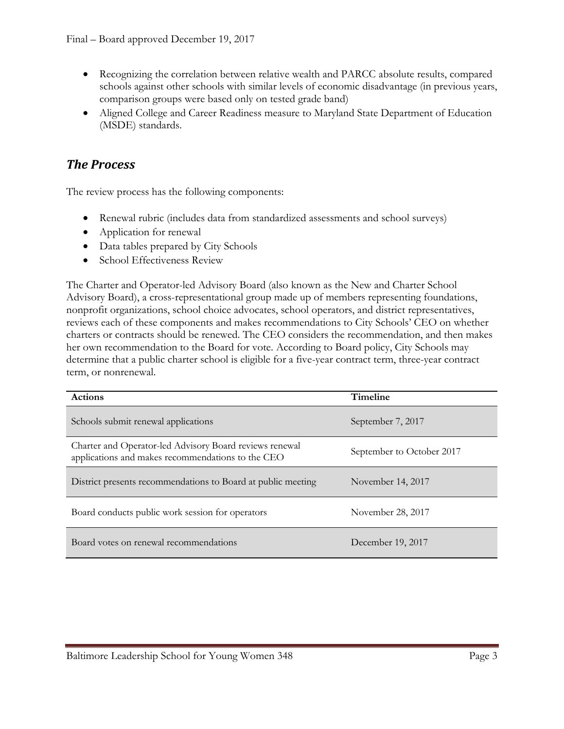- Recognizing the correlation between relative wealth and PARCC absolute results, compared schools against other schools with similar levels of economic disadvantage (in previous years, comparison groups were based only on tested grade band)
- Aligned College and Career Readiness measure to Maryland State Department of Education (MSDE) standards.

## *The Process*

The review process has the following components:

- Renewal rubric (includes data from standardized assessments and school surveys)
- Application for renewal
- Data tables prepared by City Schools
- School Effectiveness Review

The Charter and Operator-led Advisory Board (also known as the New and Charter School Advisory Board), a cross-representational group made up of members representing foundations, nonprofit organizations, school choice advocates, school operators, and district representatives, reviews each of these components and makes recommendations to City Schools' CEO on whether charters or contracts should be renewed. The CEO considers the recommendation, and then makes her own recommendation to the Board for vote. According to Board policy, City Schools may determine that a public charter school is eligible for a five-year contract term, three-year contract term, or nonrenewal.

| Actions | Timeline |
|---|---|
| Schools submit renewal applications | September 7, 2017 |
| Charter and Operator-led Advisory Board reviews renewal applications and makes recommendations to the CEO | September to October 2017 |
| District presents recommendations to Board at public meeting | November 14, 2017 |
| Board conducts public work session for operators | November 28, 2017 |
| Board votes on renewal recommendations | December 19, 2017 |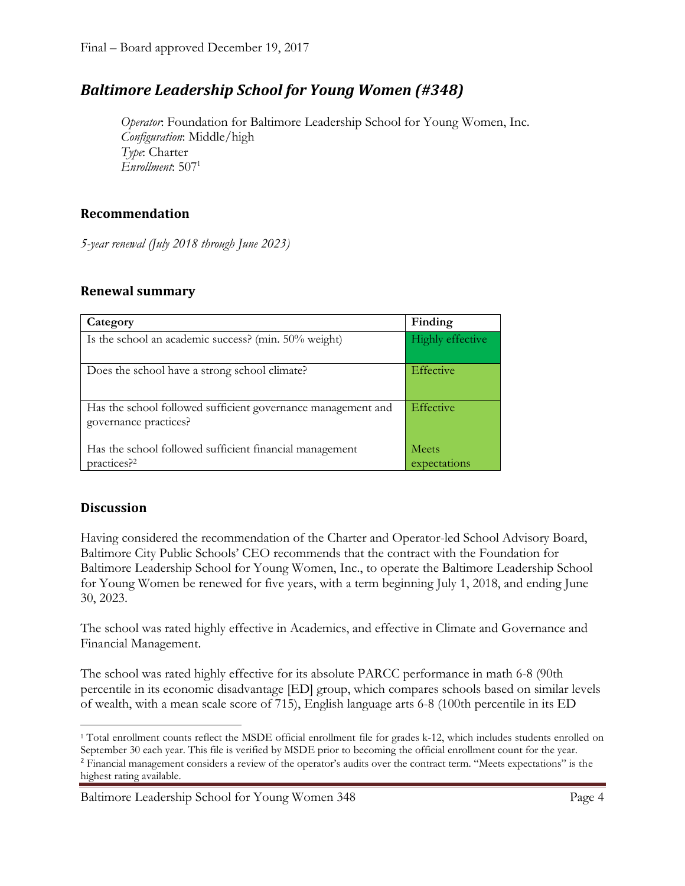Final – Board approved December 19, 2017

## *Baltimore Leadership School for Young Women (#348)*

*Operator*: Foundation for Baltimore Leadership School for Young Women, Inc.
*Configuration*: Middle/high
*Type*: Charter
*Enrollment*: 507[1]

### Recommendation

*5-year renewal (July 2018 through June 2023)*

### Renewal summary

| Category | Finding |
| --- | --- |
| Is the school an academic success? (min. 50% weight) | Highly effective |
| Does the school have a strong school climate? | Effective |
| Has the school followed sufficient governance management and governance practices? | Effective |
| Has the school followed sufficient financial management practices?[2] | Meets expectations |

### Discussion

Having considered the recommendation of the Charter and Operator-led School Advisory Board, Baltimore City Public Schools' CEO recommends that the contract with the Foundation for Baltimore Leadership School for Young Women, Inc., to operate the Baltimore Leadership School for Young Women be renewed for five years, with a term beginning July 1, 2018, and ending June 30, 2023.

The school was rated highly effective in Academics, and effective in Climate and Governance and Financial Management.

The school was rated highly effective for its absolute PARCC performance in math 6-8 (90th percentile in its economic disadvantage [ED] group, which compares schools based on similar levels of wealth, with a mean scale score of 715), English language arts 6-8 (100th percentile in its ED

---

[1] Total enrollment counts reflect the MSDE official enrollment file for grades k-12, which includes students enrolled on September 30 each year. This file is verified by MSDE prior to becoming the official enrollment count for the year.

[2] Financial management considers a review of the operator's audits over the contract term. "Meets expectations" is the highest rating available.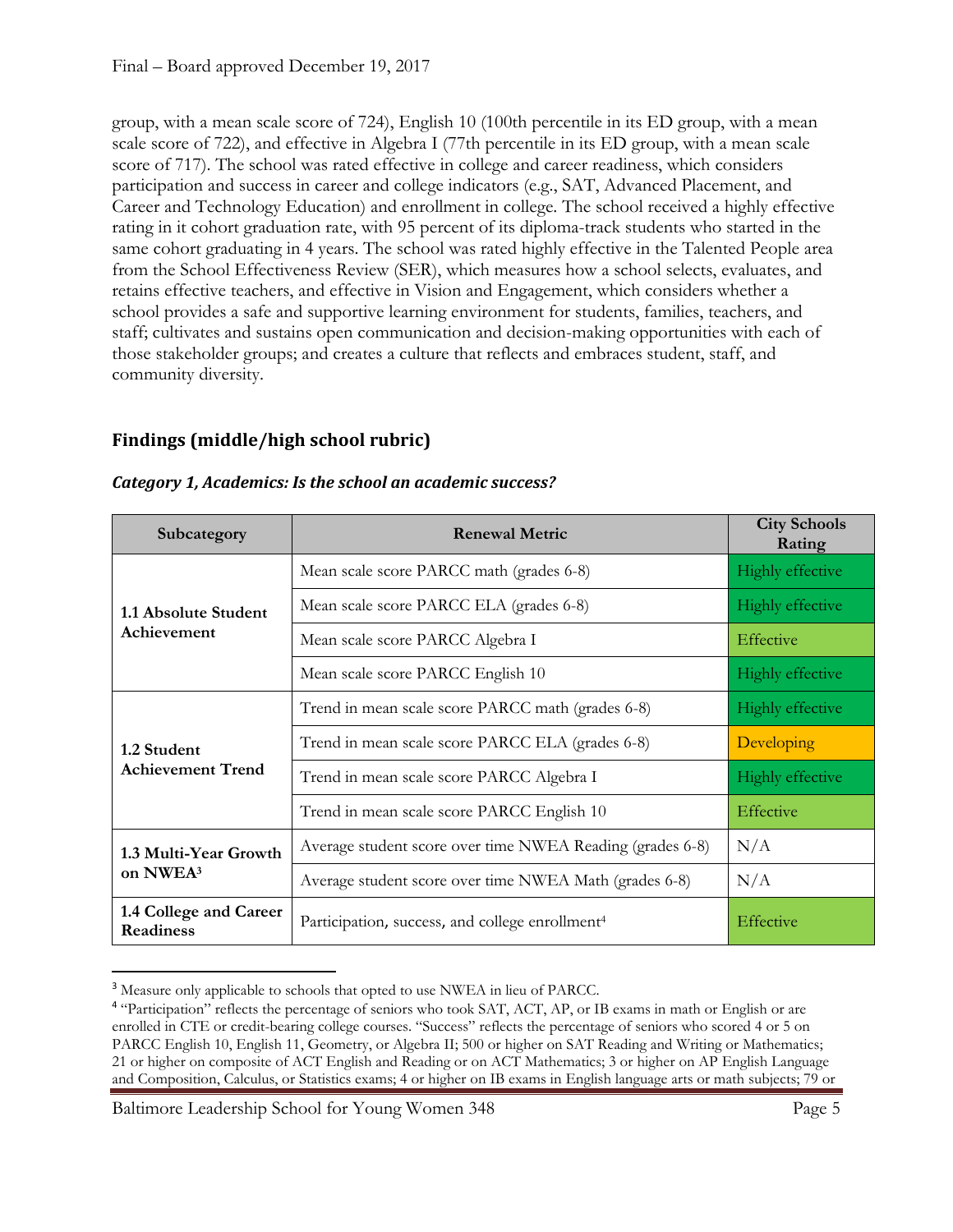group, with a mean scale score of 724), English 10 (100th percentile in its ED group, with a mean scale score of 722), and effective in Algebra I (77th percentile in its ED group, with a mean scale score of 717). The school was rated effective in college and career readiness, which considers participation and success in career and college indicators (e.g., SAT, Advanced Placement, and Career and Technology Education) and enrollment in college. The school received a highly effective rating in it cohort graduation rate, with 95 percent of its diploma-track students who started in the same cohort graduating in 4 years. The school was rated highly effective in the Talented People area from the School Effectiveness Review (SER), which measures how a school selects, evaluates, and retains effective teachers, and effective in Vision and Engagement, which considers whether a school provides a safe and supportive learning environment for students, families, teachers, and staff; cultivates and sustains open communication and decision-making opportunities with each of those stakeholder groups; and creates a culture that reflects and embraces student, staff, and community diversity.

## Findings (middle/high school rubric)

### *Category 1, Academics: Is the school an academic success?*

| Subcategory | Renewal Metric | City Schools Rating |
|---|---|---|
| **1.1 Absolute Student Achievement** | Mean scale score PARCC math (grades 6-8) | Highly effective |
| | Mean scale score PARCC ELA (grades 6-8) | Highly effective |
| | Mean scale score PARCC Algebra I | Effective |
| | Mean scale score PARCC English 10 | Highly effective |
| **1.2 Student Achievement Trend** | Trend in mean scale score PARCC math (grades 6-8) | Highly effective |
| | Trend in mean scale score PARCC ELA (grades 6-8) | Developing |
| | Trend in mean scale score PARCC Algebra I | Highly effective |
| | Trend in mean scale score PARCC English 10 | Effective |
| **1.3 Multi-Year Growth on NWEA**[3] | Average student score over time NWEA Reading (grades 6-8) | N/A |
| | Average student score over time NWEA Math (grades 6-8) | N/A |
| **1.4 College and Career Readiness** | Participation, success, and college enrollment[4] | Effective |

[3] Measure only applicable to schools that opted to use NWEA in lieu of PARCC.

[4] "Participation" reflects the percentage of seniors who took SAT, ACT, AP, or IB exams in math or English or are enrolled in CTE or credit-bearing college courses. "Success" reflects the percentage of seniors who scored 4 or 5 on PARCC English 10, English 11, Geometry, or Algebra II; 500 or higher on SAT Reading and Writing or Mathematics; 21 or higher on composite of ACT English and Reading or on ACT Mathematics; 3 or higher on AP English Language and Composition, Calculus, or Statistics exams; 4 or higher on IB exams in English language arts or math subjects; 79 or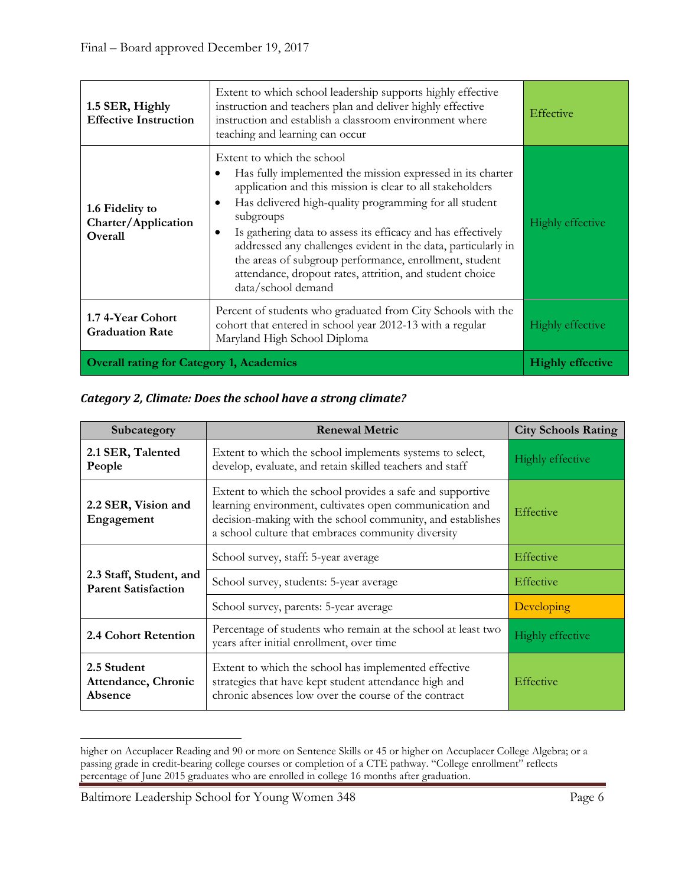Final – Board approved December 19, 2017

| | | |
|---|---|---|
| **1.5 SER, Highly Effective Instruction** | Extent to which school leadership supports highly effective instruction and teachers plan and deliver highly effective instruction and establish a classroom environment where teaching and learning can occur | Effective |
| **1.6 Fidelity to Charter/Application Overall** | Extent to which the school<br>• Has fully implemented the mission expressed in its charter application and this mission is clear to all stakeholders<br>• Has delivered high-quality programming for all student subgroups<br>• Is gathering data to assess its efficacy and has effectively addressed any challenges evident in the data, particularly in the areas of subgroup performance, enrollment, student attendance, dropout rates, attrition, and student choice data/school demand | Highly effective |
| **1.7 4-Year Cohort Graduation Rate** | Percent of students who graduated from City Schools with the cohort that entered in school year 2012-13 with a regular Maryland High School Diploma | Highly effective |
| **Overall rating for Category 1, Academics** | | **Highly effective** |

***Category 2, Climate: Does the school have a strong climate?***

| Subcategory | Renewal Metric | City Schools Rating |
|---|---|---|
| **2.1 SER, Talented People** | Extent to which the school implements systems to select, develop, evaluate, and retain skilled teachers and staff | Highly effective |
| **2.2 SER, Vision and Engagement** | Extent to which the school provides a safe and supportive learning environment, cultivates open communication and decision-making with the school community, and establishes a school culture that embraces community diversity | Effective |
| **2.3 Staff, Student, and Parent Satisfaction** | School survey, staff: 5-year average | Effective |
| | School survey, students: 5-year average | Effective |
| | School survey, parents: 5-year average | Developing |
| **2.4 Cohort Retention** | Percentage of students who remain at the school at least two years after initial enrollment, over time | Highly effective |
| **2.5 Student Attendance, Chronic Absence** | Extent to which the school has implemented effective strategies that have kept student attendance high and chronic absences low over the course of the contract | Effective |

higher on Accuplacer Reading and 90 or more on Sentence Skills or 45 or higher on Accuplacer College Algebra; or a passing grade in credit-bearing college courses or completion of a CTE pathway. "College enrollment" reflects percentage of June 2015 graduates who are enrolled in college 16 months after graduation.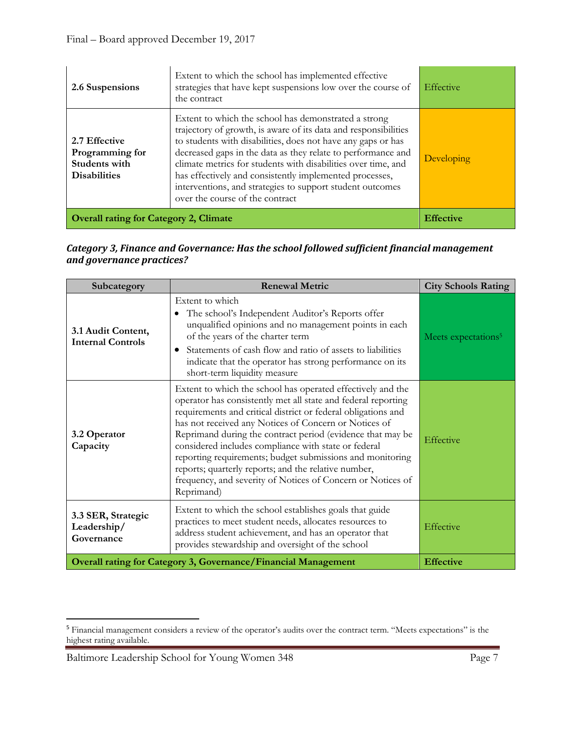| | | |
|---|---|---|
| **2.6 Suspensions** | Extent to which the school has implemented effective strategies that have kept suspensions low over the course of the contract | Effective |
| **2.7 Effective Programming for Students with Disabilities** | Extent to which the school has demonstrated a strong trajectory of growth, is aware of its data and responsibilities to students with disabilities, does not have any gaps or has decreased gaps in the data as they relate to performance and climate metrics for students with disabilities over time, and has effectively and consistently implemented processes, interventions, and strategies to support student outcomes over the course of the contract | Developing |
| **Overall rating for Category 2, Climate** | | **Effective** |

***Category 3, Finance and Governance: Has the school followed sufficient financial management and governance practices?***

| Subcategory | Renewal Metric | City Schools Rating |
|---|---|---|
| **3.1 Audit Content, Internal Controls** | Extent to which<br>• The school's Independent Auditor's Reports offer unqualified opinions and no management points in each of the years of the charter term<br>• Statements of cash flow and ratio of assets to liabilities indicate that the operator has strong performance on its short-term liquidity measure | Meets expectations[5] |
| **3.2 Operator Capacity** | Extent to which the school has operated effectively and the operator has consistently met all state and federal reporting requirements and critical district or federal obligations and has not received any Notices of Concern or Notices of Reprimand during the contract period (evidence that may be considered includes compliance with state or federal reporting requirements; budget submissions and monitoring reports; quarterly reports; and the relative number, frequency, and severity of Notices of Concern or Notices of Reprimand) | Effective |
| **3.3 SER, Strategic Leadership/ Governance** | Extent to which the school establishes goals that guide practices to meet student needs, allocates resources to address student achievement, and has an operator that provides stewardship and oversight of the school | Effective |
| **Overall rating for Category 3, Governance/Financial Management** | | **Effective** |

[5] Financial management considers a review of the operator's audits over the contract term. "Meets expectations" is the highest rating available.